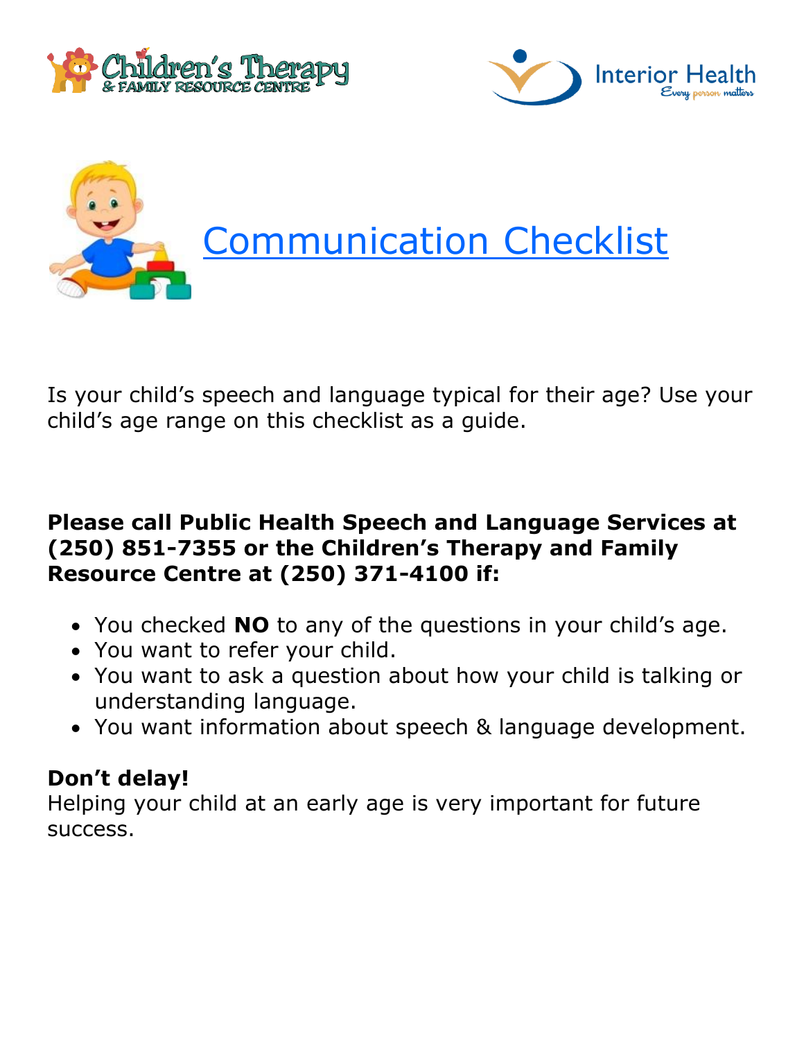# Communication Checklist

Is your child's speech and language typical for their age? Use your child's age range on this checklist as a guide.

**Please call Public Health Speech and Language Services at (250) 851-7355 or the Children's Therapy and Family Resource Centre at (250) 371-4100 if:**

- You checked **NO** to any of the questions in your child's age.
- You want to refer your child.
- You want to ask a question about how your child is talking or understanding language.
- You want information about speech & language development.

**Don't delay!**
Helping your child at an early age is very important for future success.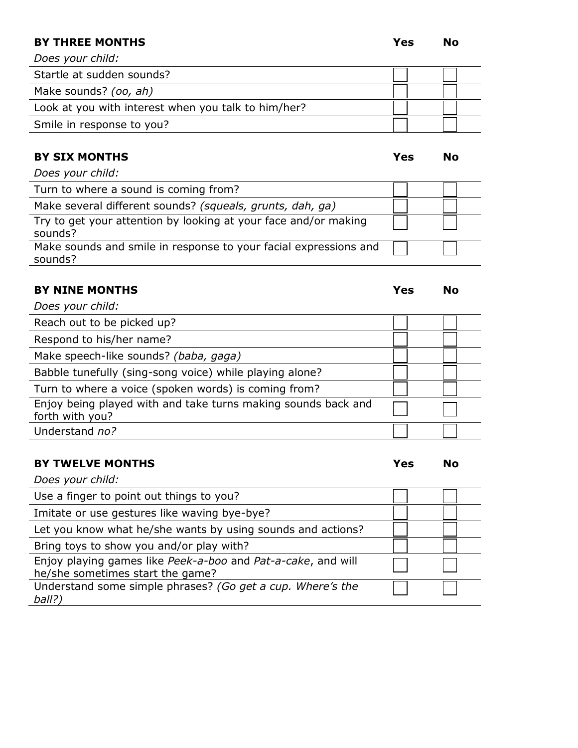| **BY THREE MONTHS** | **Yes** | **No** |
| --- | --- | --- |
| *Does your child:* | | |
| Startle at sudden sounds? | ☐ | ☐ |
| Make sounds? *(oo, ah)* | ☐ | ☐ |
| Look at you with interest when you talk to him/her? | ☐ | ☐ |
| Smile in response to you? | ☐ | ☐ |

| **BY SIX MONTHS** | **Yes** | **No** |
| --- | --- | --- |
| *Does your child:* | | |
| Turn to where a sound is coming from? | ☐ | ☐ |
| Make several different sounds? *(squeals, grunts, dah, ga)* | ☐ | ☐ |
| Try to get your attention by looking at your face and/or making sounds? | ☐ | ☐ |
| Make sounds and smile in response to your facial expressions and sounds? | ☐ | ☐ |

| **BY NINE MONTHS** | **Yes** | **No** |
| --- | --- | --- |
| *Does your child:* | | |
| Reach out to be picked up? | ☐ | ☐ |
| Respond to his/her name? | ☐ | ☐ |
| Make speech-like sounds? *(baba, gaga)* | ☐ | ☐ |
| Babble tunefully (sing-song voice) while playing alone? | ☐ | ☐ |
| Turn to where a voice (spoken words) is coming from? | ☐ | ☐ |
| Enjoy being played with and take turns making sounds back and forth with you? | ☐ | ☐ |
| Understand *no?* | ☐ | ☐ |

| **BY TWELVE MONTHS** | **Yes** | **No** |
| --- | --- | --- |
| *Does your child:* | | |
| Use a finger to point out things to you? | ☐ | ☐ |
| Imitate or use gestures like waving bye-bye? | ☐ | ☐ |
| Let you know what he/she wants by using sounds and actions? | ☐ | ☐ |
| Bring toys to show you and/or play with? | ☐ | ☐ |
| Enjoy playing games like *Peek-a-boo* and *Pat-a-cake*, and will he/she sometimes start the game? | ☐ | ☐ |
| Understand some simple phrases? *(Go get a cup. Where's the ball?)* | ☐ | ☐ |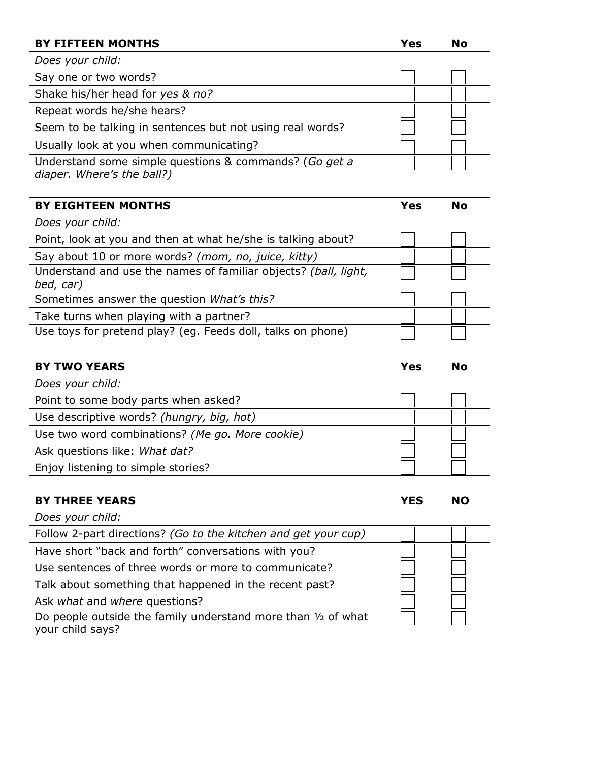| **BY FIFTEEN MONTHS** | **Yes** | **No** |
| --- | --- | --- |
| *Does your child:* | | |
| Say one or two words? | ☐ | ☐ |
| Shake his/her head for *yes & no?* | ☐ | ☐ |
| Repeat words he/she hears? | ☐ | ☐ |
| Seem to be talking in sentences but not using real words? | ☐ | ☐ |
| Usually look at you when communicating? | ☐ | ☐ |
| Understand some simple questions & commands? (*Go get a diaper. Where's the ball?)* | ☐ | ☐ |

| **BY EIGHTEEN MONTHS** | **Yes** | **No** |
| --- | --- | --- |
| *Does your child:* | | |
| Point, look at you and then at what he/she is talking about? | ☐ | ☐ |
| Say about 10 or more words? *(mom, no, juice, kitty)* | ☐ | ☐ |
| Understand and use the names of familiar objects? *(ball, light, bed, car)* | ☐ | ☐ |
| Sometimes answer the question *What's this?* | ☐ | ☐ |
| Take turns when playing with a partner? | ☐ | ☐ |
| Use toys for pretend play? (eg. Feeds doll, talks on phone) | ☐ | ☐ |

| **BY TWO YEARS** | **Yes** | **No** |
| --- | --- | --- |
| *Does your child:* | | |
| Point to some body parts when asked? | ☐ | ☐ |
| Use descriptive words? *(hungry, big, hot)* | ☐ | ☐ |
| Use two word combinations? *(Me go. More cookie)* | ☐ | ☐ |
| Ask questions like: *What dat?* | ☐ | ☐ |
| Enjoy listening to simple stories? | ☐ | ☐ |

| **BY THREE YEARS** | **YES** | **NO** |
| --- | --- | --- |
| *Does your child:* | | |
| Follow 2-part directions? *(Go to the kitchen and get your cup)* | ☐ | ☐ |
| Have short "back and forth" conversations with you? | ☐ | ☐ |
| Use sentences of three words or more to communicate? | ☐ | ☐ |
| Talk about something that happened in the recent past? | ☐ | ☐ |
| Ask *what* and *where* questions? | ☐ | ☐ |
| Do people outside the family understand more than ½ of what your child says? | ☐ | ☐ |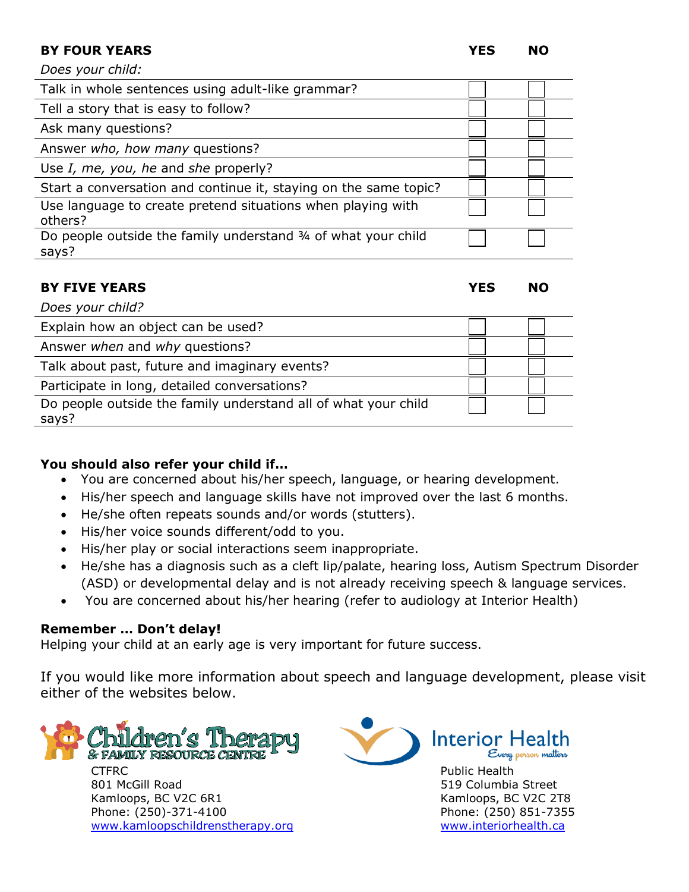| **BY FOUR YEARS** | **YES** | **NO** |
|---|---|---|
| *Does your child:* | | |
| Talk in whole sentences using adult-like grammar? | ☐ | ☐ |
| Tell a story that is easy to follow? | ☐ | ☐ |
| Ask many questions? | ☐ | ☐ |
| Answer *who, how many* questions? | ☐ | ☐ |
| Use *I, me, you, he* and *she* properly? | ☐ | ☐ |
| Start a conversation and continue it, staying on the same topic? | ☐ | ☐ |
| Use language to create pretend situations when playing with others? | ☐ | ☐ |
| Do people outside the family understand ¾ of what your child says? | ☐ | ☐ |

| **BY FIVE YEARS** | **YES** | **NO** |
|---|---|---|
| *Does your child?* | | |
| Explain how an object can be used? | ☐ | ☐ |
| Answer *when* and *why* questions? | ☐ | ☐ |
| Talk about past, future and imaginary events? | ☐ | ☐ |
| Participate in long, detailed conversations? | ☐ | ☐ |
| Do people outside the family understand all of what your child says? | ☐ | ☐ |

**You should also refer your child if…**

- You are concerned about his/her speech, language, or hearing development.
- His/her speech and language skills have not improved over the last 6 months.
- He/she often repeats sounds and/or words (stutters).
- His/her voice sounds different/odd to you.
- His/her play or social interactions seem inappropriate.
- He/she has a diagnosis such as a cleft lip/palate, hearing loss, Autism Spectrum Disorder (ASD) or developmental delay and is not already receiving speech & language services.
- You are concerned about his/her hearing (refer to audiology at Interior Health)

**Remember … Don't delay!**
Helping your child at an early age is very important for future success.

If you would like more information about speech and language development, please visit either of the websites below.

Children's Therapy & Family Resource Centre

CTFRC
801 McGill Road
Kamloops, BC V2C 6R1
Phone: (250)-371-4100
www.kamloopschildrenstherapy.org

Interior Health
Every person matters

Public Health
519 Columbia Street
Kamloops, BC V2C 2T8
Phone: (250) 851-7355
www.interiorhealth.ca